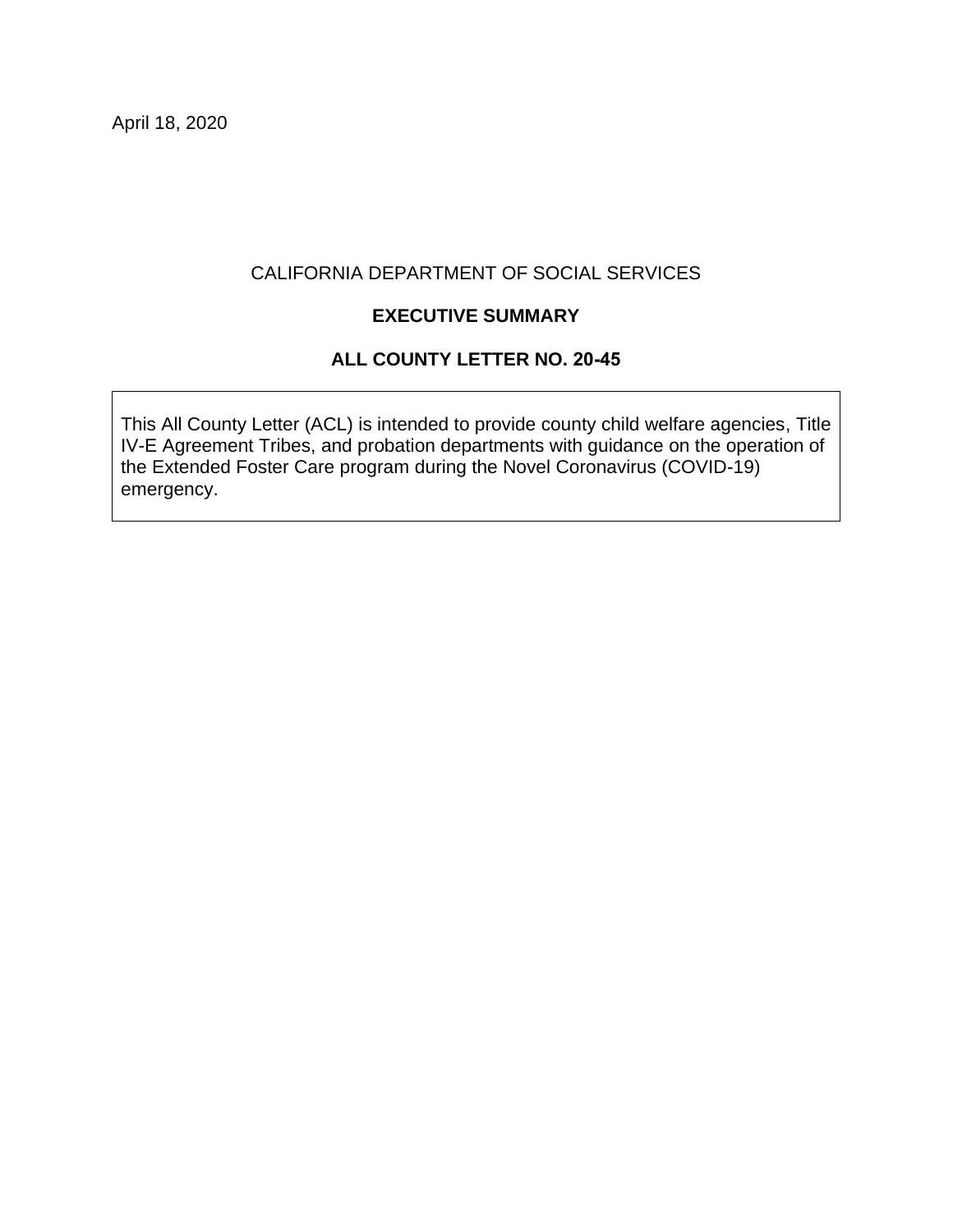April 18, 2020

CALIFORNIA DEPARTMENT OF SOCIAL SERVICES

**EXECUTIVE SUMMARY**

**ALL COUNTY LETTER NO. 20-45**

This All County Letter (ACL) is intended to provide county child welfare agencies, Title IV-E Agreement Tribes, and probation departments with guidance on the operation of the Extended Foster Care program during the Novel Coronavirus (COVID-19) emergency.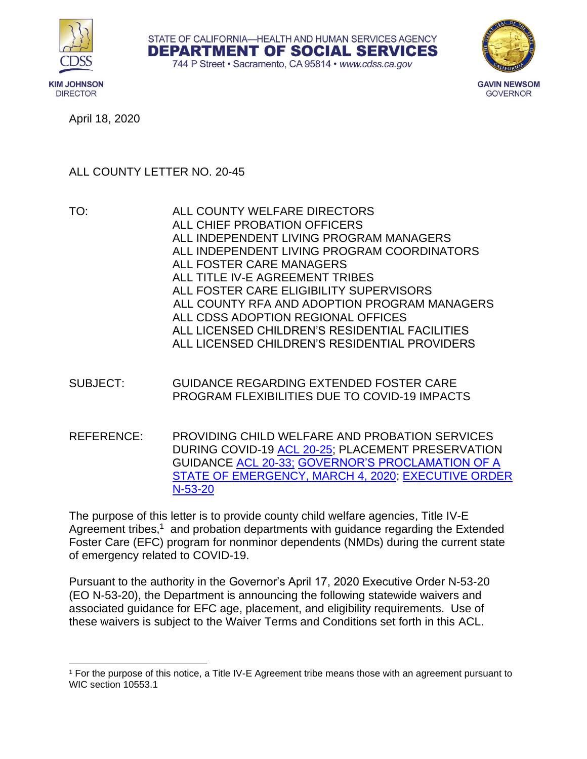STATE OF CALIFORNIA—HEALTH AND HUMAN SERVICES AGENCY
**DEPARTMENT OF SOCIAL SERVICES**
744 P Street • Sacramento, CA 95814 • *www.cdss.ca.gov*

**KIM JOHNSON**
DIRECTOR

**GAVIN NEWSOM**
GOVERNOR

April 18, 2020

ALL COUNTY LETTER NO. 20-45

TO: ALL COUNTY WELFARE DIRECTORS
ALL CHIEF PROBATION OFFICERS
ALL INDEPENDENT LIVING PROGRAM MANAGERS
ALL INDEPENDENT LIVING PROGRAM COORDINATORS
ALL FOSTER CARE MANAGERS
ALL TITLE IV-E AGREEMENT TRIBES
ALL FOSTER CARE ELIGIBILITY SUPERVISORS
ALL COUNTY RFA AND ADOPTION PROGRAM MANAGERS
ALL CDSS ADOPTION REGIONAL OFFICES
ALL LICENSED CHILDREN'S RESIDENTIAL FACILITIES
ALL LICENSED CHILDREN'S RESIDENTIAL PROVIDERS

SUBJECT: GUIDANCE REGARDING EXTENDED FOSTER CARE PROGRAM FLEXIBILITIES DUE TO COVID-19 IMPACTS

REFERENCE: PROVIDING CHILD WELFARE AND PROBATION SERVICES DURING COVID-19 ACL 20-25; PLACEMENT PRESERVATION GUIDANCE ACL 20-33; GOVERNOR'S PROCLAMATION OF A STATE OF EMERGENCY, MARCH 4, 2020; EXECUTIVE ORDER N-53-20

The purpose of this letter is to provide county child welfare agencies, Title IV-E Agreement tribes,[1] and probation departments with guidance regarding the Extended Foster Care (EFC) program for nonminor dependents (NMDs) during the current state of emergency related to COVID-19.

Pursuant to the authority in the Governor's April 17, 2020 Executive Order N-53-20 (EO N-53-20), the Department is announcing the following statewide waivers and associated guidance for EFC age, placement, and eligibility requirements. Use of these waivers is subject to the Waiver Terms and Conditions set forth in this ACL.

[1] For the purpose of this notice, a Title IV-E Agreement tribe means those with an agreement pursuant to WIC section 10553.1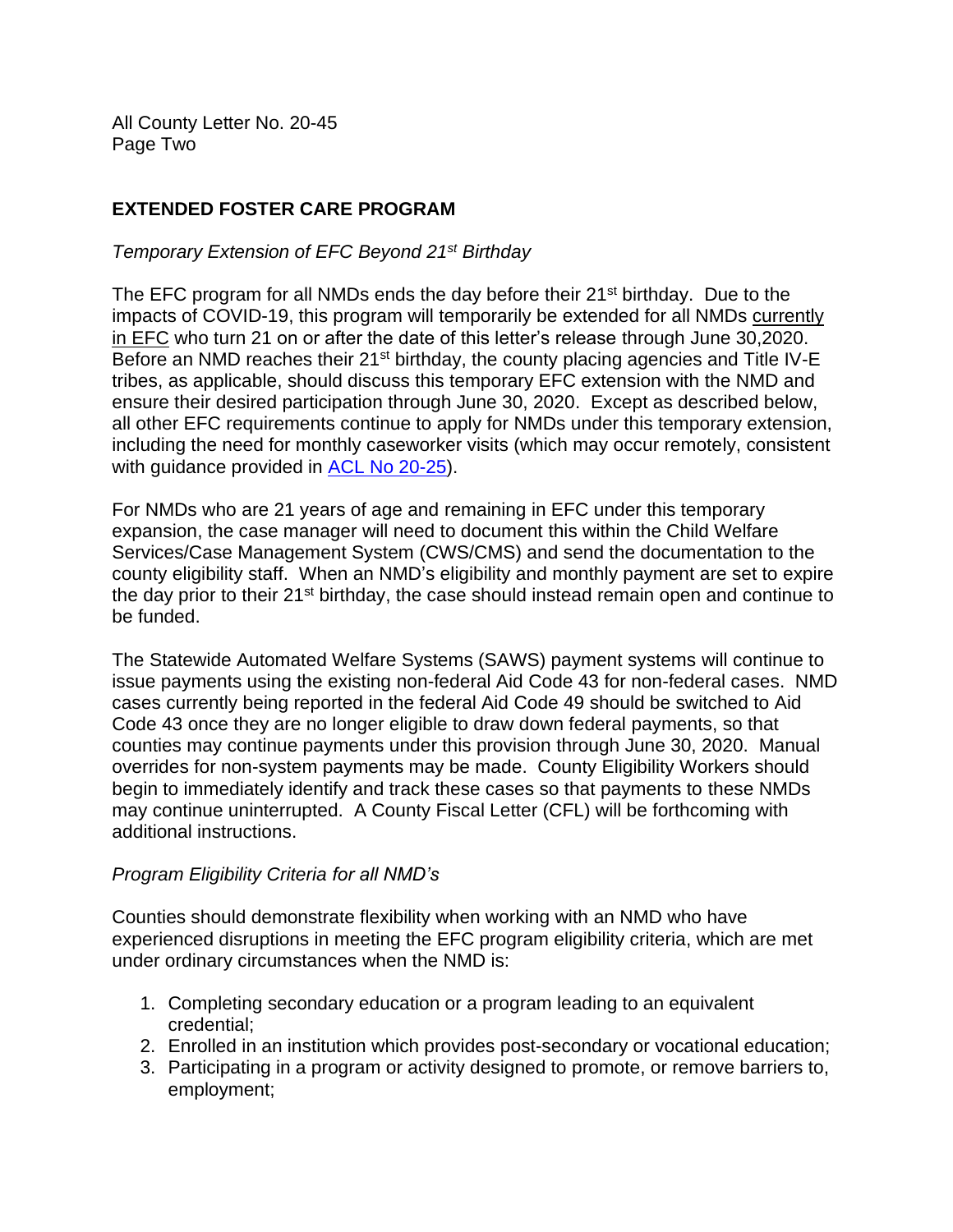## EXTENDED FOSTER CARE PROGRAM

*Temporary Extension of EFC Beyond 21st Birthday*

The EFC program for all NMDs ends the day before their 21st birthday. Due to the impacts of COVID-19, this program will temporarily be extended for all NMDs currently in EFC who turn 21 on or after the date of this letter's release through June 30,2020. Before an NMD reaches their 21st birthday, the county placing agencies and Title IV-E tribes, as applicable, should discuss this temporary EFC extension with the NMD and ensure their desired participation through June 30, 2020. Except as described below, all other EFC requirements continue to apply for NMDs under this temporary extension, including the need for monthly caseworker visits (which may occur remotely, consistent with guidance provided in ACL No 20-25).

For NMDs who are 21 years of age and remaining in EFC under this temporary expansion, the case manager will need to document this within the Child Welfare Services/Case Management System (CWS/CMS) and send the documentation to the county eligibility staff. When an NMD's eligibility and monthly payment are set to expire the day prior to their 21st birthday, the case should instead remain open and continue to be funded.

The Statewide Automated Welfare Systems (SAWS) payment systems will continue to issue payments using the existing non-federal Aid Code 43 for non-federal cases. NMD cases currently being reported in the federal Aid Code 49 should be switched to Aid Code 43 once they are no longer eligible to draw down federal payments, so that counties may continue payments under this provision through June 30, 2020. Manual overrides for non-system payments may be made. County Eligibility Workers should begin to immediately identify and track these cases so that payments to these NMDs may continue uninterrupted. A County Fiscal Letter (CFL) will be forthcoming with additional instructions.

*Program Eligibility Criteria for all NMD's*

Counties should demonstrate flexibility when working with an NMD who have experienced disruptions in meeting the EFC program eligibility criteria, which are met under ordinary circumstances when the NMD is:

1. Completing secondary education or a program leading to an equivalent credential;
2. Enrolled in an institution which provides post-secondary or vocational education;
3. Participating in a program or activity designed to promote, or remove barriers to, employment;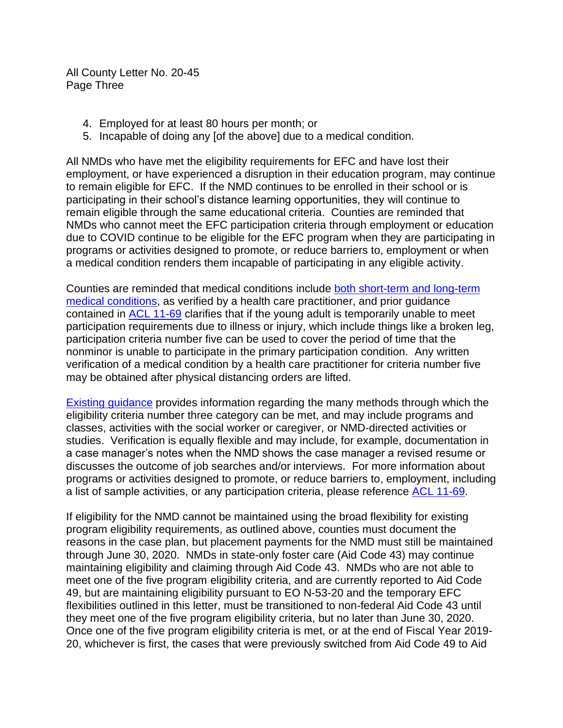4. Employed for at least 80 hours per month; or
5. Incapable of doing any [of the above] due to a medical condition.

All NMDs who have met the eligibility requirements for EFC and have lost their employment, or have experienced a disruption in their education program, may continue to remain eligible for EFC. If the NMD continues to be enrolled in their school or is participating in their school's distance learning opportunities, they will continue to remain eligible through the same educational criteria. Counties are reminded that NMDs who cannot meet the EFC participation criteria through employment or education due to COVID continue to be eligible for the EFC program when they are participating in programs or activities designed to promote, or reduce barriers to, employment or when a medical condition renders them incapable of participating in any eligible activity.

Counties are reminded that medical conditions include both short-term and long-term medical conditions, as verified by a health care practitioner, and prior guidance contained in ACL 11-69 clarifies that if the young adult is temporarily unable to meet participation requirements due to illness or injury, which include things like a broken leg, participation criteria number five can be used to cover the period of time that the nonminor is unable to participate in the primary participation condition. Any written verification of a medical condition by a health care practitioner for criteria number five may be obtained after physical distancing orders are lifted.

Existing guidance provides information regarding the many methods through which the eligibility criteria number three category can be met, and may include programs and classes, activities with the social worker or caregiver, or NMD-directed activities or studies. Verification is equally flexible and may include, for example, documentation in a case manager's notes when the NMD shows the case manager a revised resume or discusses the outcome of job searches and/or interviews. For more information about programs or activities designed to promote, or reduce barriers to, employment, including a list of sample activities, or any participation criteria, please reference ACL 11-69.

If eligibility for the NMD cannot be maintained using the broad flexibility for existing program eligibility requirements, as outlined above, counties must document the reasons in the case plan, but placement payments for the NMD must still be maintained through June 30, 2020. NMDs in state-only foster care (Aid Code 43) may continue maintaining eligibility and claiming through Aid Code 43. NMDs who are not able to meet one of the five program eligibility criteria, and are currently reported to Aid Code 49, but are maintaining eligibility pursuant to EO N-53-20 and the temporary EFC flexibilities outlined in this letter, must be transitioned to non-federal Aid Code 43 until they meet one of the five program eligibility criteria, but no later than June 30, 2020. Once one of the five program eligibility criteria is met, or at the end of Fiscal Year 2019-20, whichever is first, the cases that were previously switched from Aid Code 49 to Aid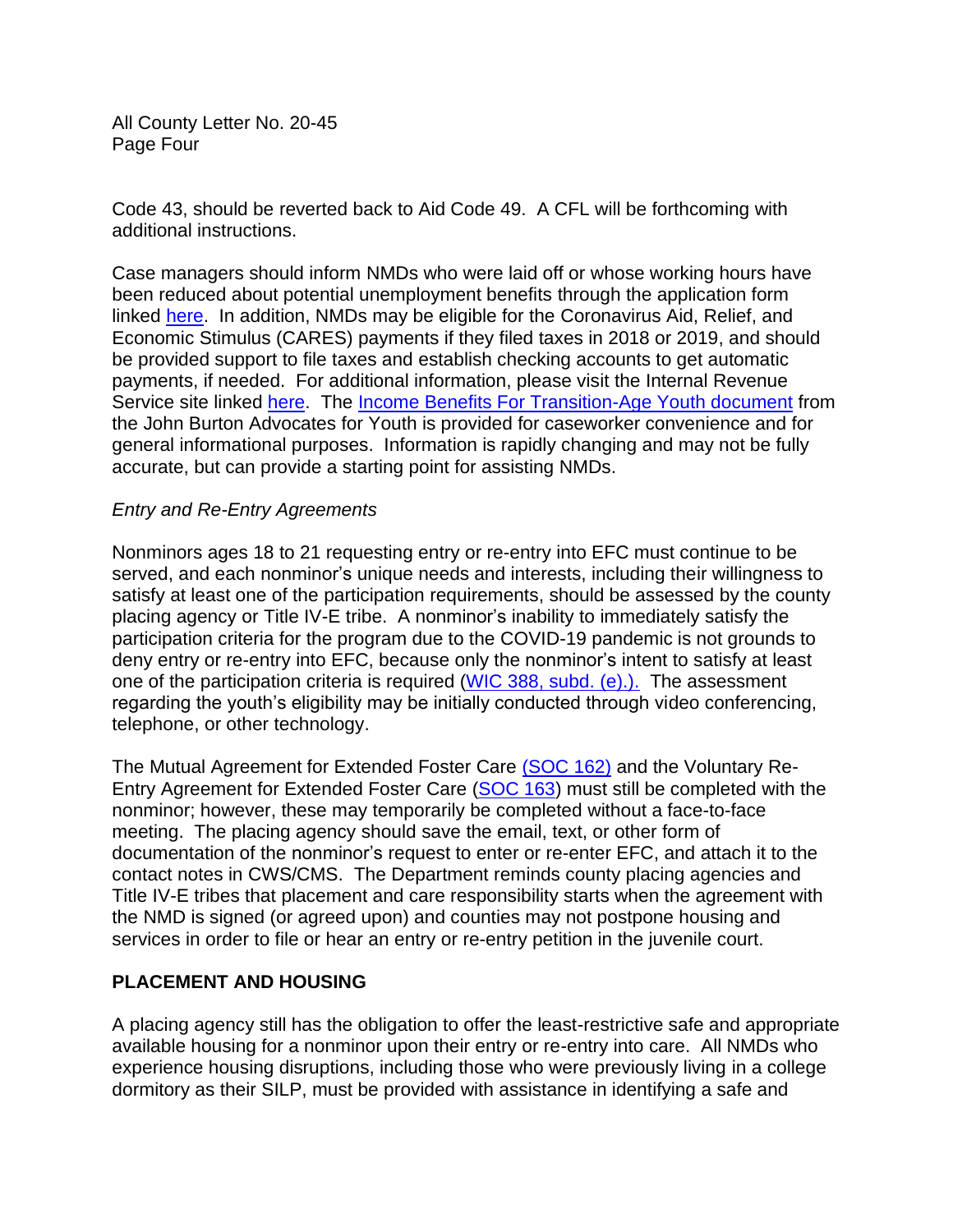Code 43, should be reverted back to Aid Code 49. A CFL will be forthcoming with additional instructions.

Case managers should inform NMDs who were laid off or whose working hours have been reduced about potential unemployment benefits through the application form linked here. In addition, NMDs may be eligible for the Coronavirus Aid, Relief, and Economic Stimulus (CARES) payments if they filed taxes in 2018 or 2019, and should be provided support to file taxes and establish checking accounts to get automatic payments, if needed. For additional information, please visit the Internal Revenue Service site linked here. The Income Benefits For Transition-Age Youth document from the John Burton Advocates for Youth is provided for caseworker convenience and for general informational purposes. Information is rapidly changing and may not be fully accurate, but can provide a starting point for assisting NMDs.

*Entry and Re-Entry Agreements*

Nonminors ages 18 to 21 requesting entry or re-entry into EFC must continue to be served, and each nonminor's unique needs and interests, including their willingness to satisfy at least one of the participation requirements, should be assessed by the county placing agency or Title IV-E tribe. A nonminor's inability to immediately satisfy the participation criteria for the program due to the COVID-19 pandemic is not grounds to deny entry or re-entry into EFC, because only the nonminor's intent to satisfy at least one of the participation criteria is required (WIC 388, subd. (e).). The assessment regarding the youth's eligibility may be initially conducted through video conferencing, telephone, or other technology.

The Mutual Agreement for Extended Foster Care (SOC 162) and the Voluntary Re-Entry Agreement for Extended Foster Care (SOC 163) must still be completed with the nonminor; however, these may temporarily be completed without a face-to-face meeting. The placing agency should save the email, text, or other form of documentation of the nonminor's request to enter or re-enter EFC, and attach it to the contact notes in CWS/CMS. The Department reminds county placing agencies and Title IV-E tribes that placement and care responsibility starts when the agreement with the NMD is signed (or agreed upon) and counties may not postpone housing and services in order to file or hear an entry or re-entry petition in the juvenile court.

**PLACEMENT AND HOUSING**

A placing agency still has the obligation to offer the least-restrictive safe and appropriate available housing for a nonminor upon their entry or re-entry into care. All NMDs who experience housing disruptions, including those who were previously living in a college dormitory as their SILP, must be provided with assistance in identifying a safe and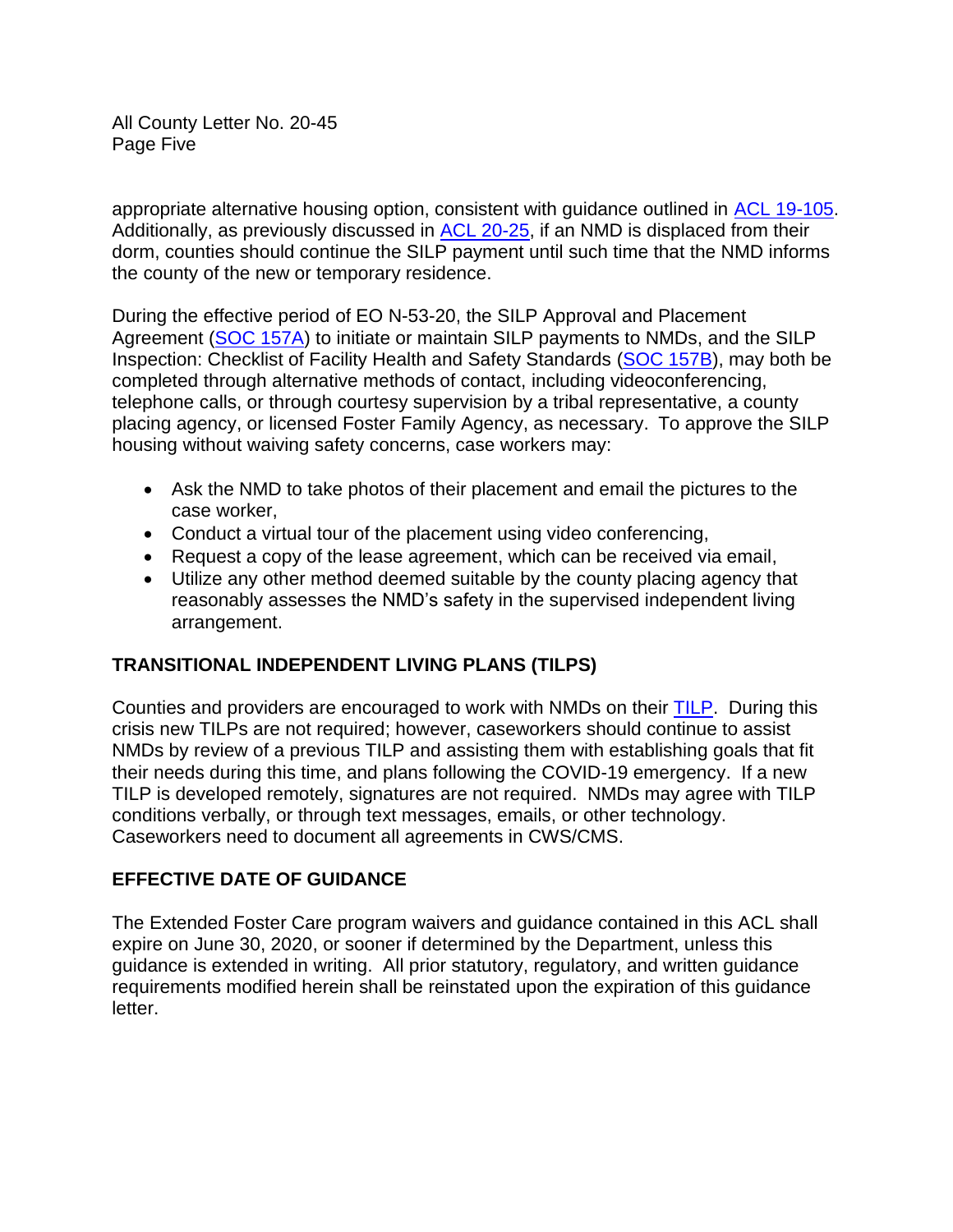appropriate alternative housing option, consistent with guidance outlined in [ACL 19-105](). Additionally, as previously discussed in [ACL 20-25](), if an NMD is displaced from their dorm, counties should continue the SILP payment until such time that the NMD informs the county of the new or temporary residence.

During the effective period of EO N-53-20, the SILP Approval and Placement Agreement ([SOC 157A]()) to initiate or maintain SILP payments to NMDs, and the SILP Inspection: Checklist of Facility Health and Safety Standards ([SOC 157B]()), may both be completed through alternative methods of contact, including videoconferencing, telephone calls, or through courtesy supervision by a tribal representative, a county placing agency, or licensed Foster Family Agency, as necessary. To approve the SILP housing without waiving safety concerns, case workers may:

- Ask the NMD to take photos of their placement and email the pictures to the case worker,
- Conduct a virtual tour of the placement using video conferencing,
- Request a copy of the lease agreement, which can be received via email,
- Utilize any other method deemed suitable by the county placing agency that reasonably assesses the NMD's safety in the supervised independent living arrangement.

## TRANSITIONAL INDEPENDENT LIVING PLANS (TILPS)

Counties and providers are encouraged to work with NMDs on their [TILP](). During this crisis new TILPs are not required; however, caseworkers should continue to assist NMDs by review of a previous TILP and assisting them with establishing goals that fit their needs during this time, and plans following the COVID-19 emergency. If a new TILP is developed remotely, signatures are not required. NMDs may agree with TILP conditions verbally, or through text messages, emails, or other technology. Caseworkers need to document all agreements in CWS/CMS.

## EFFECTIVE DATE OF GUIDANCE

The Extended Foster Care program waivers and guidance contained in this ACL shall expire on June 30, 2020, or sooner if determined by the Department, unless this guidance is extended in writing. All prior statutory, regulatory, and written guidance requirements modified herein shall be reinstated upon the expiration of this guidance letter.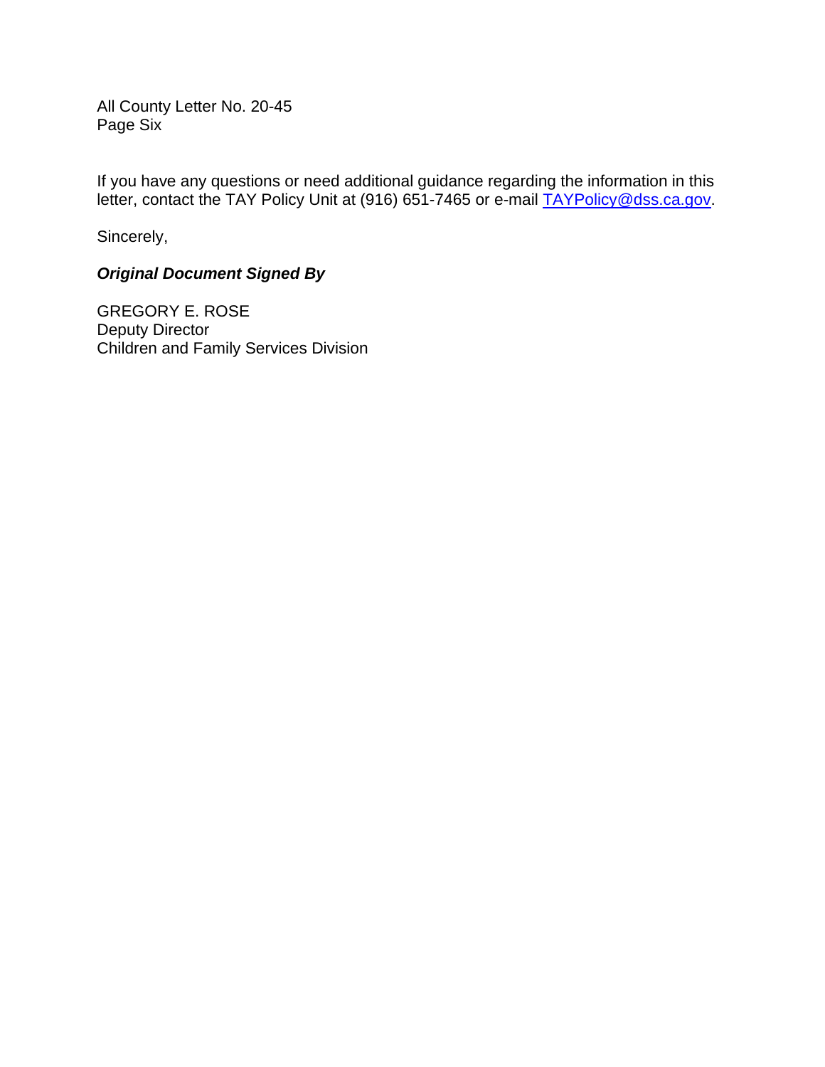If you have any questions or need additional guidance regarding the information in this letter, contact the TAY Policy Unit at (916) 651-7465 or e-mail TAYPolicy@dss.ca.gov.

Sincerely,

***Original Document Signed By***

GREGORY E. ROSE
Deputy Director
Children and Family Services Division